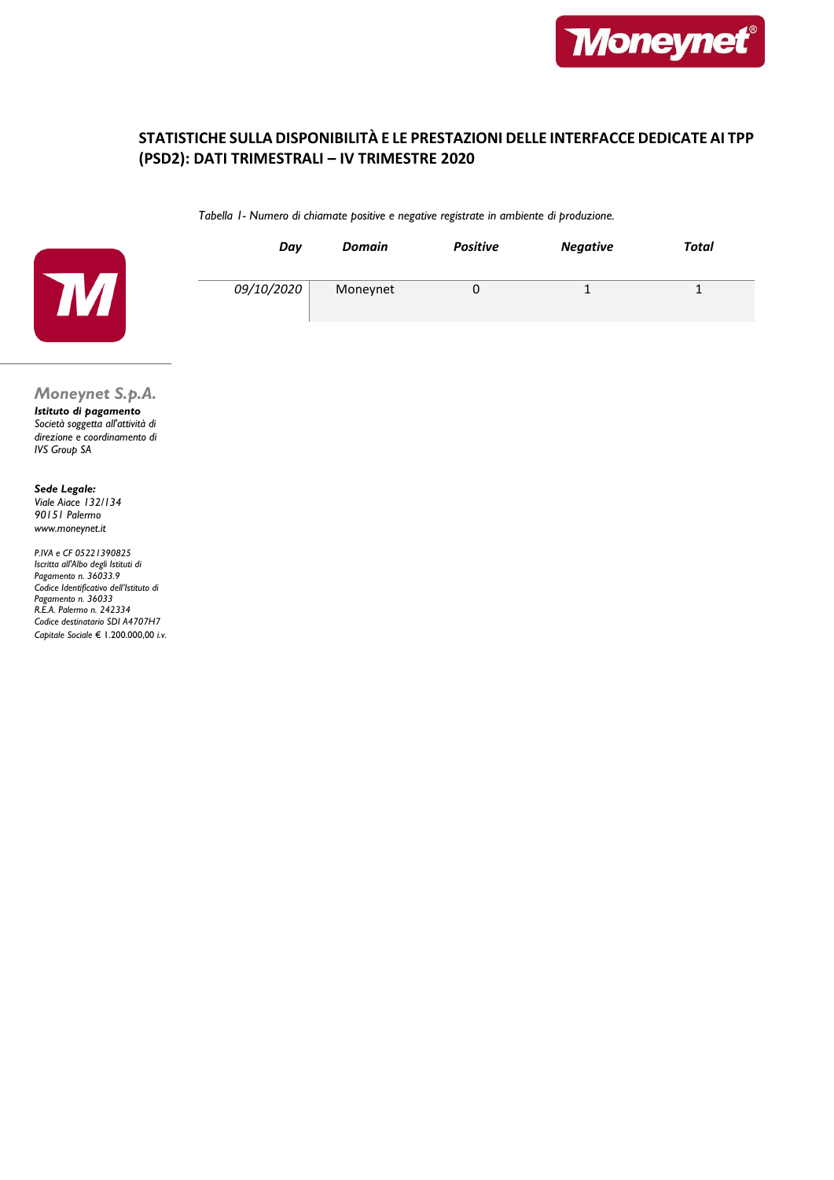## STATISTICHE SULLA DISPONIBILITÀ E LE PRESTAZIONI DELLE INTERFACCE DEDICATE AI TPP (PSD2): DATI TRIMESTRALI – IV TRIMESTRE 2020

*Tabella 1- Numero di chiamate positive e negative registrate in ambiente di produzione.*

| *Day* | *Domain* | *Positive* | *Negative* | *Total* |
|---|---|---|---|---|
| *09/10/2020* | Moneynet | 0 | 1 | 1 |

**Moneynet S.p.A.**

***Istituto di pagamento***

*Società soggetta all'attività di direzione e coordinamento di IVS Group SA*

***Sede Legale:***

*Viale Aiace 132/134*
*90151 Palermo*
*www.moneynet.it*

*P.IVA e CF 05221390825*
*Iscritta all'Albo degli Istituti di Pagamento n. 36033.9*
*Codice Identificativo dell'Istituto di Pagamento n. 36033*
*R.E.A. Palermo n. 242334*
*Codice destinatario SDI A4707H7*
*Capitale Sociale € 1.200.000,00 i.v.*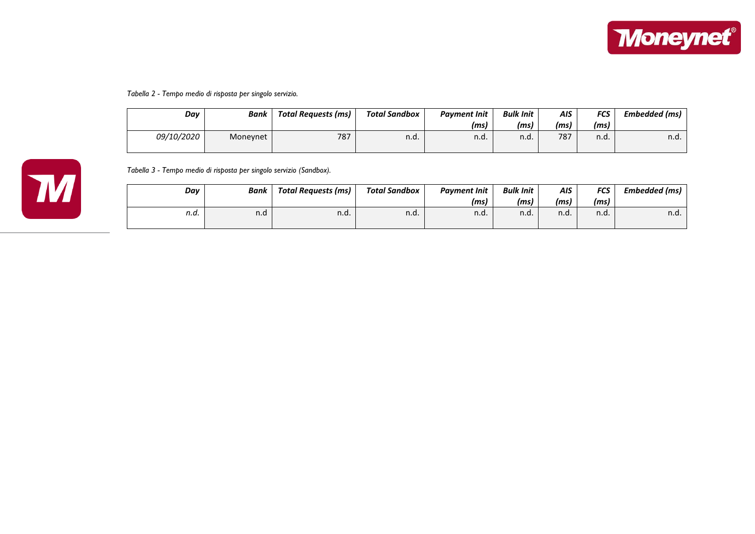*Tabella 2 - Tempo medio di risposta per singolo servizio.*

| *Day* | *Bank* | *Total Requests (ms)* | *Total Sandbox* | *Payment Init (ms)* | *Bulk Init (ms)* | *AIS (ms)* | *FCS (ms)* | *Embedded (ms)* |
|---|---|---|---|---|---|---|---|---|
| *09/10/2020* | Moneynet | 787 | n.d. | n.d. | n.d. | 787 | n.d. | n.d. |

*Tabella 3 - Tempo medio di risposta per singolo servizio (Sandbox).*

| *Day* | *Bank* | *Total Requests (ms)* | *Total Sandbox* | *Payment Init (ms)* | *Bulk Init (ms)* | *AIS (ms)* | *FCS (ms)* | *Embedded (ms)* |
|---|---|---|---|---|---|---|---|---|
| *n.d.* | n.d | n.d. | n.d. | n.d. | n.d. | n.d. | n.d. | n.d. |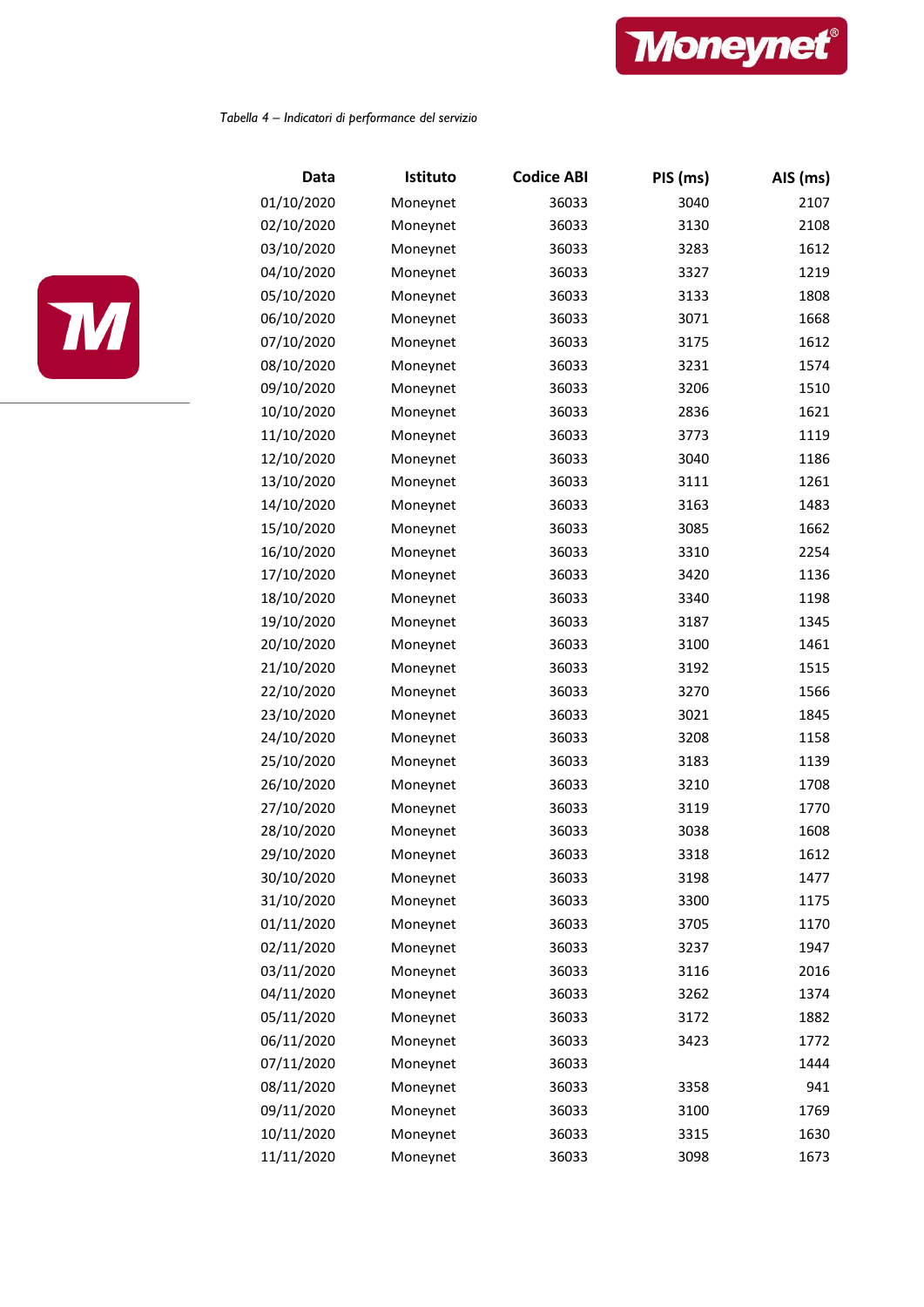*Tabella 4 – Indicatori di performance del servizio*

| Data | Istituto | Codice ABI | PIS (ms) | AIS (ms) |
|---|---|---|---|---|
| 01/10/2020 | Moneynet | 36033 | 3040 | 2107 |
| 02/10/2020 | Moneynet | 36033 | 3130 | 2108 |
| 03/10/2020 | Moneynet | 36033 | 3283 | 1612 |
| 04/10/2020 | Moneynet | 36033 | 3327 | 1219 |
| 05/10/2020 | Moneynet | 36033 | 3133 | 1808 |
| 06/10/2020 | Moneynet | 36033 | 3071 | 1668 |
| 07/10/2020 | Moneynet | 36033 | 3175 | 1612 |
| 08/10/2020 | Moneynet | 36033 | 3231 | 1574 |
| 09/10/2020 | Moneynet | 36033 | 3206 | 1510 |
| 10/10/2020 | Moneynet | 36033 | 2836 | 1621 |
| 11/10/2020 | Moneynet | 36033 | 3773 | 1119 |
| 12/10/2020 | Moneynet | 36033 | 3040 | 1186 |
| 13/10/2020 | Moneynet | 36033 | 3111 | 1261 |
| 14/10/2020 | Moneynet | 36033 | 3163 | 1483 |
| 15/10/2020 | Moneynet | 36033 | 3085 | 1662 |
| 16/10/2020 | Moneynet | 36033 | 3310 | 2254 |
| 17/10/2020 | Moneynet | 36033 | 3420 | 1136 |
| 18/10/2020 | Moneynet | 36033 | 3340 | 1198 |
| 19/10/2020 | Moneynet | 36033 | 3187 | 1345 |
| 20/10/2020 | Moneynet | 36033 | 3100 | 1461 |
| 21/10/2020 | Moneynet | 36033 | 3192 | 1515 |
| 22/10/2020 | Moneynet | 36033 | 3270 | 1566 |
| 23/10/2020 | Moneynet | 36033 | 3021 | 1845 |
| 24/10/2020 | Moneynet | 36033 | 3208 | 1158 |
| 25/10/2020 | Moneynet | 36033 | 3183 | 1139 |
| 26/10/2020 | Moneynet | 36033 | 3210 | 1708 |
| 27/10/2020 | Moneynet | 36033 | 3119 | 1770 |
| 28/10/2020 | Moneynet | 36033 | 3038 | 1608 |
| 29/10/2020 | Moneynet | 36033 | 3318 | 1612 |
| 30/10/2020 | Moneynet | 36033 | 3198 | 1477 |
| 31/10/2020 | Moneynet | 36033 | 3300 | 1175 |
| 01/11/2020 | Moneynet | 36033 | 3705 | 1170 |
| 02/11/2020 | Moneynet | 36033 | 3237 | 1947 |
| 03/11/2020 | Moneynet | 36033 | 3116 | 2016 |
| 04/11/2020 | Moneynet | 36033 | 3262 | 1374 |
| 05/11/2020 | Moneynet | 36033 | 3172 | 1882 |
| 06/11/2020 | Moneynet | 36033 | 3423 | 1772 |
| 07/11/2020 | Moneynet | 36033 | | 1444 |
| 08/11/2020 | Moneynet | 36033 | 3358 | 941 |
| 09/11/2020 | Moneynet | 36033 | 3100 | 1769 |
| 10/11/2020 | Moneynet | 36033 | 3315 | 1630 |
| 11/11/2020 | Moneynet | 36033 | 3098 | 1673 |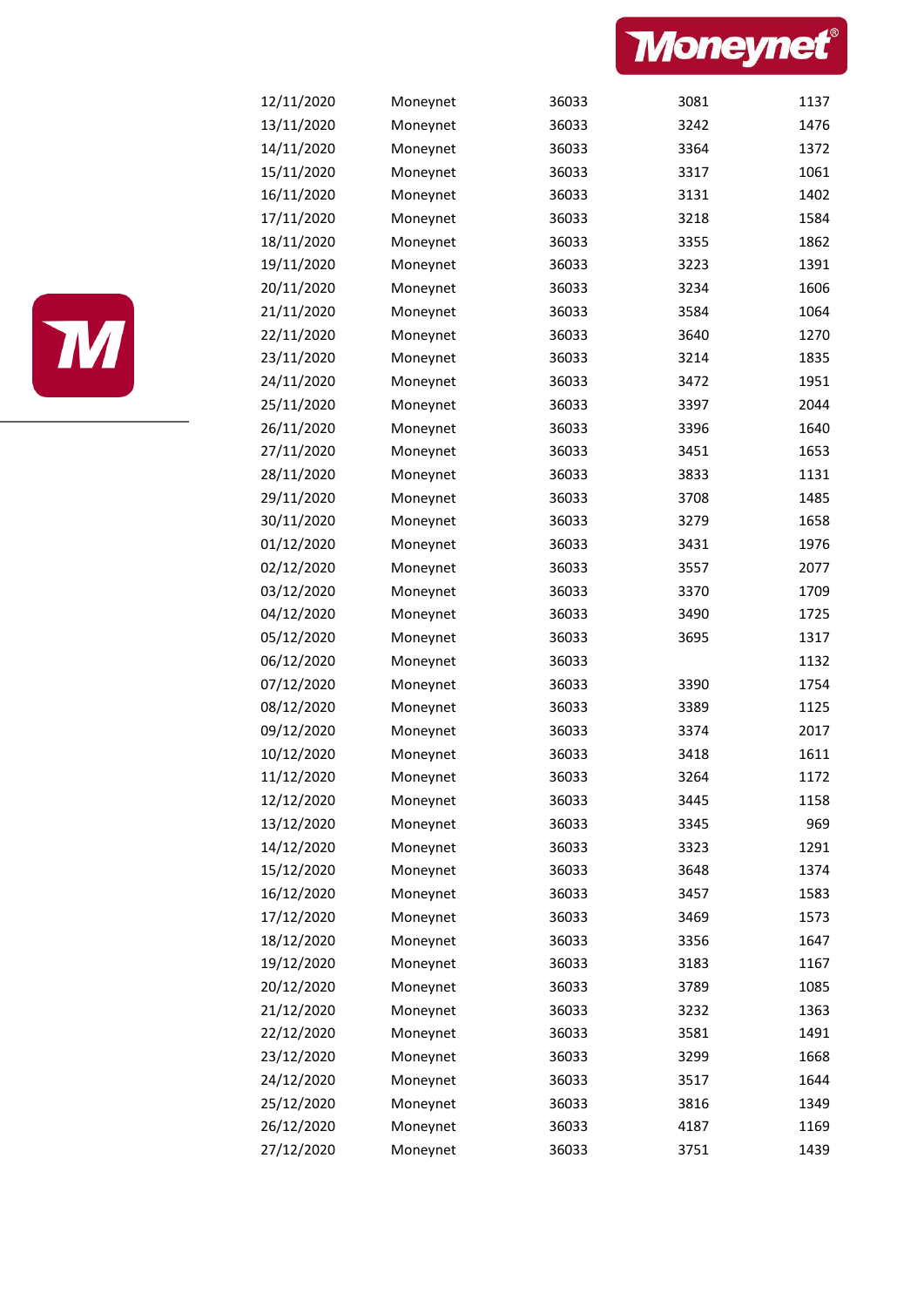| | | | | |
|---|---|---|---|---|
| 12/11/2020 | Moneynet | 36033 | 3081 | 1137 |
| 13/11/2020 | Moneynet | 36033 | 3242 | 1476 |
| 14/11/2020 | Moneynet | 36033 | 3364 | 1372 |
| 15/11/2020 | Moneynet | 36033 | 3317 | 1061 |
| 16/11/2020 | Moneynet | 36033 | 3131 | 1402 |
| 17/11/2020 | Moneynet | 36033 | 3218 | 1584 |
| 18/11/2020 | Moneynet | 36033 | 3355 | 1862 |
| 19/11/2020 | Moneynet | 36033 | 3223 | 1391 |
| 20/11/2020 | Moneynet | 36033 | 3234 | 1606 |
| 21/11/2020 | Moneynet | 36033 | 3584 | 1064 |
| 22/11/2020 | Moneynet | 36033 | 3640 | 1270 |
| 23/11/2020 | Moneynet | 36033 | 3214 | 1835 |
| 24/11/2020 | Moneynet | 36033 | 3472 | 1951 |
| 25/11/2020 | Moneynet | 36033 | 3397 | 2044 |
| 26/11/2020 | Moneynet | 36033 | 3396 | 1640 |
| 27/11/2020 | Moneynet | 36033 | 3451 | 1653 |
| 28/11/2020 | Moneynet | 36033 | 3833 | 1131 |
| 29/11/2020 | Moneynet | 36033 | 3708 | 1485 |
| 30/11/2020 | Moneynet | 36033 | 3279 | 1658 |
| 01/12/2020 | Moneynet | 36033 | 3431 | 1976 |
| 02/12/2020 | Moneynet | 36033 | 3557 | 2077 |
| 03/12/2020 | Moneynet | 36033 | 3370 | 1709 |
| 04/12/2020 | Moneynet | 36033 | 3490 | 1725 |
| 05/12/2020 | Moneynet | 36033 | 3695 | 1317 |
| 06/12/2020 | Moneynet | 36033 | | 1132 |
| 07/12/2020 | Moneynet | 36033 | 3390 | 1754 |
| 08/12/2020 | Moneynet | 36033 | 3389 | 1125 |
| 09/12/2020 | Moneynet | 36033 | 3374 | 2017 |
| 10/12/2020 | Moneynet | 36033 | 3418 | 1611 |
| 11/12/2020 | Moneynet | 36033 | 3264 | 1172 |
| 12/12/2020 | Moneynet | 36033 | 3445 | 1158 |
| 13/12/2020 | Moneynet | 36033 | 3345 | 969 |
| 14/12/2020 | Moneynet | 36033 | 3323 | 1291 |
| 15/12/2020 | Moneynet | 36033 | 3648 | 1374 |
| 16/12/2020 | Moneynet | 36033 | 3457 | 1583 |
| 17/12/2020 | Moneynet | 36033 | 3469 | 1573 |
| 18/12/2020 | Moneynet | 36033 | 3356 | 1647 |
| 19/12/2020 | Moneynet | 36033 | 3183 | 1167 |
| 20/12/2020 | Moneynet | 36033 | 3789 | 1085 |
| 21/12/2020 | Moneynet | 36033 | 3232 | 1363 |
| 22/12/2020 | Moneynet | 36033 | 3581 | 1491 |
| 23/12/2020 | Moneynet | 36033 | 3299 | 1668 |
| 24/12/2020 | Moneynet | 36033 | 3517 | 1644 |
| 25/12/2020 | Moneynet | 36033 | 3816 | 1349 |
| 26/12/2020 | Moneynet | 36033 | 4187 | 1169 |
| 27/12/2020 | Moneynet | 36033 | 3751 | 1439 |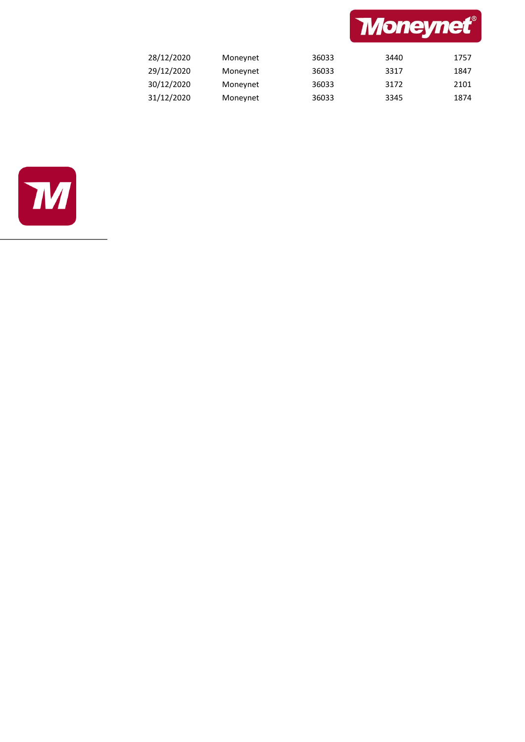| | | | | |
|---|---|---|---|---|
| 28/12/2020 | Moneynet | 36033 | 3440 | 1757 |
| 29/12/2020 | Moneynet | 36033 | 3317 | 1847 |
| 30/12/2020 | Moneynet | 36033 | 3172 | 2101 |
| 31/12/2020 | Moneynet | 36033 | 3345 | 1874 |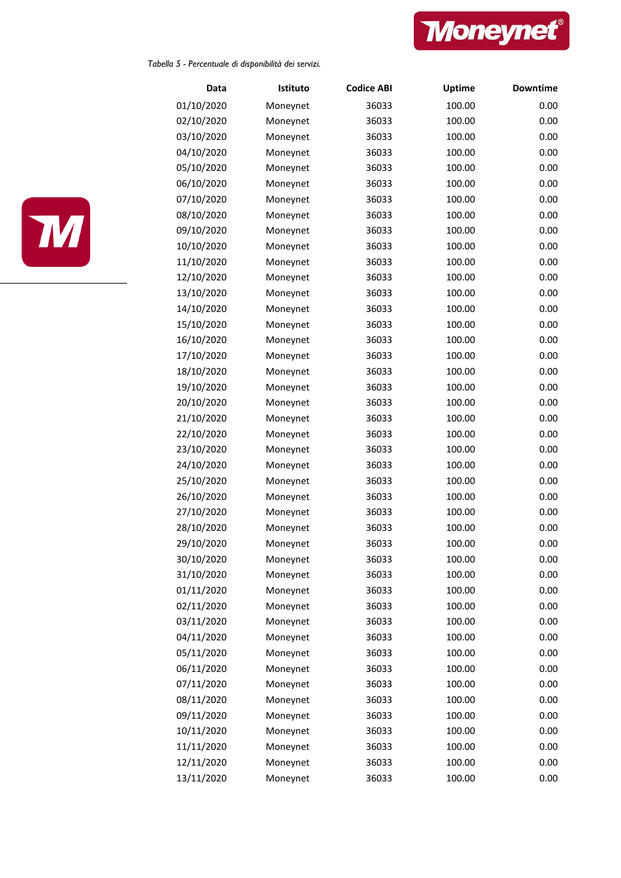*Tabella 5 - Percentuale di disponibilità dei servizi.*

| Data | Istituto | Codice ABI | Uptime | Downtime |
|---|---|---|---|---|
| 01/10/2020 | Moneynet | 36033 | 100.00 | 0.00 |
| 02/10/2020 | Moneynet | 36033 | 100.00 | 0.00 |
| 03/10/2020 | Moneynet | 36033 | 100.00 | 0.00 |
| 04/10/2020 | Moneynet | 36033 | 100.00 | 0.00 |
| 05/10/2020 | Moneynet | 36033 | 100.00 | 0.00 |
| 06/10/2020 | Moneynet | 36033 | 100.00 | 0.00 |
| 07/10/2020 | Moneynet | 36033 | 100.00 | 0.00 |
| 08/10/2020 | Moneynet | 36033 | 100.00 | 0.00 |
| 09/10/2020 | Moneynet | 36033 | 100.00 | 0.00 |
| 10/10/2020 | Moneynet | 36033 | 100.00 | 0.00 |
| 11/10/2020 | Moneynet | 36033 | 100.00 | 0.00 |
| 12/10/2020 | Moneynet | 36033 | 100.00 | 0.00 |
| 13/10/2020 | Moneynet | 36033 | 100.00 | 0.00 |
| 14/10/2020 | Moneynet | 36033 | 100.00 | 0.00 |
| 15/10/2020 | Moneynet | 36033 | 100.00 | 0.00 |
| 16/10/2020 | Moneynet | 36033 | 100.00 | 0.00 |
| 17/10/2020 | Moneynet | 36033 | 100.00 | 0.00 |
| 18/10/2020 | Moneynet | 36033 | 100.00 | 0.00 |
| 19/10/2020 | Moneynet | 36033 | 100.00 | 0.00 |
| 20/10/2020 | Moneynet | 36033 | 100.00 | 0.00 |
| 21/10/2020 | Moneynet | 36033 | 100.00 | 0.00 |
| 22/10/2020 | Moneynet | 36033 | 100.00 | 0.00 |
| 23/10/2020 | Moneynet | 36033 | 100.00 | 0.00 |
| 24/10/2020 | Moneynet | 36033 | 100.00 | 0.00 |
| 25/10/2020 | Moneynet | 36033 | 100.00 | 0.00 |
| 26/10/2020 | Moneynet | 36033 | 100.00 | 0.00 |
| 27/10/2020 | Moneynet | 36033 | 100.00 | 0.00 |
| 28/10/2020 | Moneynet | 36033 | 100.00 | 0.00 |
| 29/10/2020 | Moneynet | 36033 | 100.00 | 0.00 |
| 30/10/2020 | Moneynet | 36033 | 100.00 | 0.00 |
| 31/10/2020 | Moneynet | 36033 | 100.00 | 0.00 |
| 01/11/2020 | Moneynet | 36033 | 100.00 | 0.00 |
| 02/11/2020 | Moneynet | 36033 | 100.00 | 0.00 |
| 03/11/2020 | Moneynet | 36033 | 100.00 | 0.00 |
| 04/11/2020 | Moneynet | 36033 | 100.00 | 0.00 |
| 05/11/2020 | Moneynet | 36033 | 100.00 | 0.00 |
| 06/11/2020 | Moneynet | 36033 | 100.00 | 0.00 |
| 07/11/2020 | Moneynet | 36033 | 100.00 | 0.00 |
| 08/11/2020 | Moneynet | 36033 | 100.00 | 0.00 |
| 09/11/2020 | Moneynet | 36033 | 100.00 | 0.00 |
| 10/11/2020 | Moneynet | 36033 | 100.00 | 0.00 |
| 11/11/2020 | Moneynet | 36033 | 100.00 | 0.00 |
| 12/11/2020 | Moneynet | 36033 | 100.00 | 0.00 |
| 13/11/2020 | Moneynet | 36033 | 100.00 | 0.00 |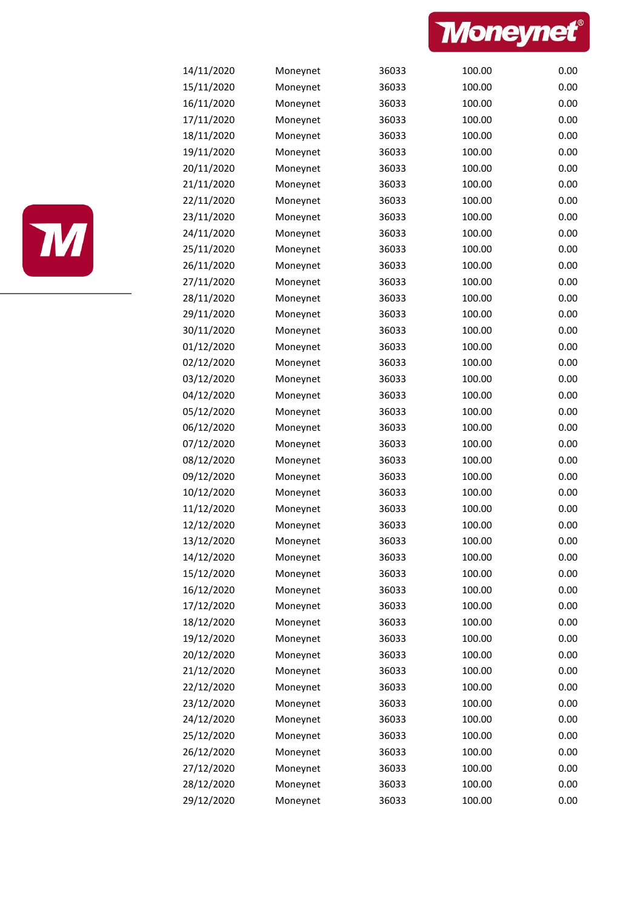| | | | | |
|---|---|---|---|---|
| 14/11/2020 | Moneynet | 36033 | 100.00 | 0.00 |
| 15/11/2020 | Moneynet | 36033 | 100.00 | 0.00 |
| 16/11/2020 | Moneynet | 36033 | 100.00 | 0.00 |
| 17/11/2020 | Moneynet | 36033 | 100.00 | 0.00 |
| 18/11/2020 | Moneynet | 36033 | 100.00 | 0.00 |
| 19/11/2020 | Moneynet | 36033 | 100.00 | 0.00 |
| 20/11/2020 | Moneynet | 36033 | 100.00 | 0.00 |
| 21/11/2020 | Moneynet | 36033 | 100.00 | 0.00 |
| 22/11/2020 | Moneynet | 36033 | 100.00 | 0.00 |
| 23/11/2020 | Moneynet | 36033 | 100.00 | 0.00 |
| 24/11/2020 | Moneynet | 36033 | 100.00 | 0.00 |
| 25/11/2020 | Moneynet | 36033 | 100.00 | 0.00 |
| 26/11/2020 | Moneynet | 36033 | 100.00 | 0.00 |
| 27/11/2020 | Moneynet | 36033 | 100.00 | 0.00 |
| 28/11/2020 | Moneynet | 36033 | 100.00 | 0.00 |
| 29/11/2020 | Moneynet | 36033 | 100.00 | 0.00 |
| 30/11/2020 | Moneynet | 36033 | 100.00 | 0.00 |
| 01/12/2020 | Moneynet | 36033 | 100.00 | 0.00 |
| 02/12/2020 | Moneynet | 36033 | 100.00 | 0.00 |
| 03/12/2020 | Moneynet | 36033 | 100.00 | 0.00 |
| 04/12/2020 | Moneynet | 36033 | 100.00 | 0.00 |
| 05/12/2020 | Moneynet | 36033 | 100.00 | 0.00 |
| 06/12/2020 | Moneynet | 36033 | 100.00 | 0.00 |
| 07/12/2020 | Moneynet | 36033 | 100.00 | 0.00 |
| 08/12/2020 | Moneynet | 36033 | 100.00 | 0.00 |
| 09/12/2020 | Moneynet | 36033 | 100.00 | 0.00 |
| 10/12/2020 | Moneynet | 36033 | 100.00 | 0.00 |
| 11/12/2020 | Moneynet | 36033 | 100.00 | 0.00 |
| 12/12/2020 | Moneynet | 36033 | 100.00 | 0.00 |
| 13/12/2020 | Moneynet | 36033 | 100.00 | 0.00 |
| 14/12/2020 | Moneynet | 36033 | 100.00 | 0.00 |
| 15/12/2020 | Moneynet | 36033 | 100.00 | 0.00 |
| 16/12/2020 | Moneynet | 36033 | 100.00 | 0.00 |
| 17/12/2020 | Moneynet | 36033 | 100.00 | 0.00 |
| 18/12/2020 | Moneynet | 36033 | 100.00 | 0.00 |
| 19/12/2020 | Moneynet | 36033 | 100.00 | 0.00 |
| 20/12/2020 | Moneynet | 36033 | 100.00 | 0.00 |
| 21/12/2020 | Moneynet | 36033 | 100.00 | 0.00 |
| 22/12/2020 | Moneynet | 36033 | 100.00 | 0.00 |
| 23/12/2020 | Moneynet | 36033 | 100.00 | 0.00 |
| 24/12/2020 | Moneynet | 36033 | 100.00 | 0.00 |
| 25/12/2020 | Moneynet | 36033 | 100.00 | 0.00 |
| 26/12/2020 | Moneynet | 36033 | 100.00 | 0.00 |
| 27/12/2020 | Moneynet | 36033 | 100.00 | 0.00 |
| 28/12/2020 | Moneynet | 36033 | 100.00 | 0.00 |
| 29/12/2020 | Moneynet | 36033 | 100.00 | 0.00 |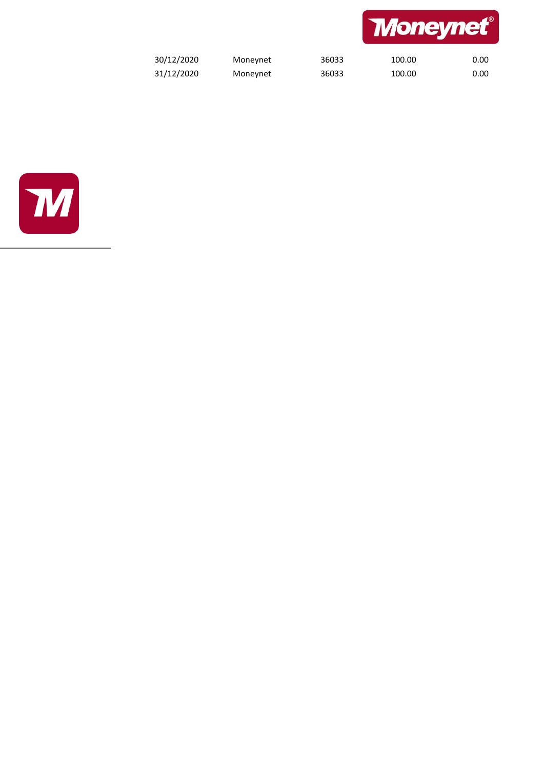| | | | | |
|---|---|---|---|---|
| 30/12/2020 | Moneynet | 36033 | 100.00 | 0.00 |
| 31/12/2020 | Moneynet | 36033 | 100.00 | 0.00 |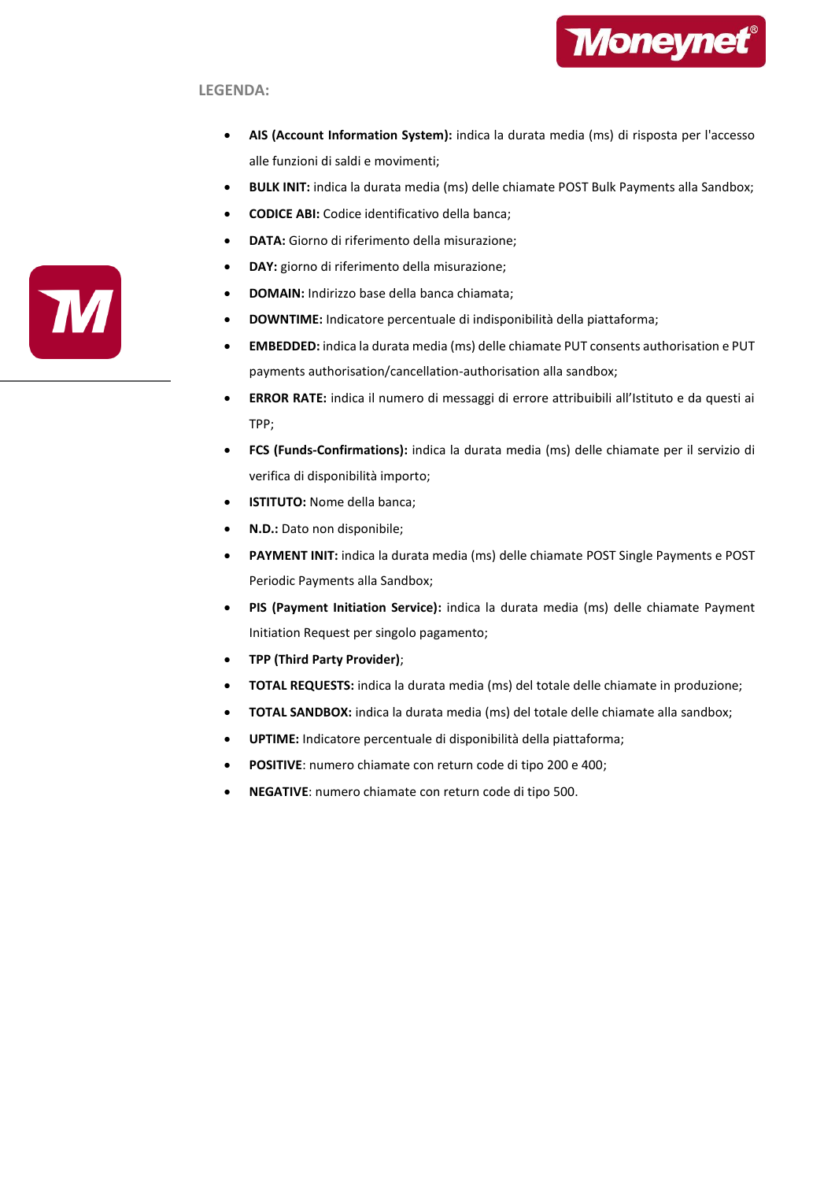**LEGENDA:**

- **AIS (Account Information System):** indica la durata media (ms) di risposta per l'accesso alle funzioni di saldi e movimenti;
- **BULK INIT:** indica la durata media (ms) delle chiamate POST Bulk Payments alla Sandbox;
- **CODICE ABI:** Codice identificativo della banca;
- **DATA:** Giorno di riferimento della misurazione;
- **DAY:** giorno di riferimento della misurazione;
- **DOMAIN:** Indirizzo base della banca chiamata;
- **DOWNTIME:** Indicatore percentuale di indisponibilità della piattaforma;
- **EMBEDDED:** indica la durata media (ms) delle chiamate PUT consents authorisation e PUT payments authorisation/cancellation-authorisation alla sandbox;
- **ERROR RATE:** indica il numero di messaggi di errore attribuibili all'Istituto e da questi ai TPP;
- **FCS (Funds-Confirmations):** indica la durata media (ms) delle chiamate per il servizio di verifica di disponibilità importo;
- **ISTITUTO:** Nome della banca;
- **N.D.:** Dato non disponibile;
- **PAYMENT INIT:** indica la durata media (ms) delle chiamate POST Single Payments e POST Periodic Payments alla Sandbox;
- **PIS (Payment Initiation Service):** indica la durata media (ms) delle chiamate Payment Initiation Request per singolo pagamento;
- **TPP (Third Party Provider)**;
- **TOTAL REQUESTS:** indica la durata media (ms) del totale delle chiamate in produzione;
- **TOTAL SANDBOX:** indica la durata media (ms) del totale delle chiamate alla sandbox;
- **UPTIME:** Indicatore percentuale di disponibilità della piattaforma;
- **POSITIVE**: numero chiamate con return code di tipo 200 e 400;
- **NEGATIVE**: numero chiamate con return code di tipo 500.